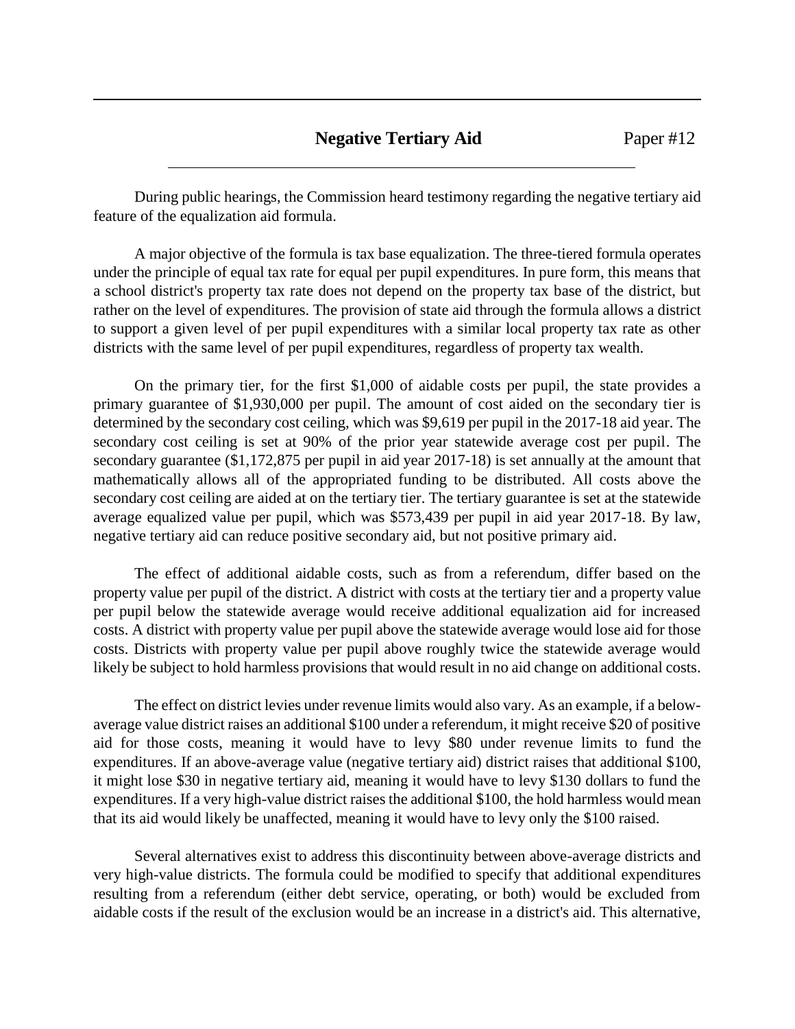## Negative Tertiary Aid

Paper #12

During public hearings, the Commission heard testimony regarding the negative tertiary aid feature of the equalization aid formula.

A major objective of the formula is tax base equalization. The three-tiered formula operates under the principle of equal tax rate for equal per pupil expenditures. In pure form, this means that a school district's property tax rate does not depend on the property tax base of the district, but rather on the level of expenditures. The provision of state aid through the formula allows a district to support a given level of per pupil expenditures with a similar local property tax rate as other districts with the same level of per pupil expenditures, regardless of property tax wealth.

On the primary tier, for the first $1,000 of aidable costs per pupil, the state provides a primary guarantee of $1,930,000 per pupil. The amount of cost aided on the secondary tier is determined by the secondary cost ceiling, which was $9,619 per pupil in the 2017-18 aid year. The secondary cost ceiling is set at 90% of the prior year statewide average cost per pupil. The secondary guarantee ($1,172,875 per pupil in aid year 2017-18) is set annually at the amount that mathematically allows all of the appropriated funding to be distributed. All costs above the secondary cost ceiling are aided at on the tertiary tier. The tertiary guarantee is set at the statewide average equalized value per pupil, which was $573,439 per pupil in aid year 2017-18. By law, negative tertiary aid can reduce positive secondary aid, but not positive primary aid.

The effect of additional aidable costs, such as from a referendum, differ based on the property value per pupil of the district. A district with costs at the tertiary tier and a property value per pupil below the statewide average would receive additional equalization aid for increased costs. A district with property value per pupil above the statewide average would lose aid for those costs. Districts with property value per pupil above roughly twice the statewide average would likely be subject to hold harmless provisions that would result in no aid change on additional costs.

The effect on district levies under revenue limits would also vary. As an example, if a below-average value district raises an additional $100 under a referendum, it might receive $20 of positive aid for those costs, meaning it would have to levy $80 under revenue limits to fund the expenditures. If an above-average value (negative tertiary aid) district raises that additional $100, it might lose $30 in negative tertiary aid, meaning it would have to levy $130 dollars to fund the expenditures. If a very high-value district raises the additional $100, the hold harmless would mean that its aid would likely be unaffected, meaning it would have to levy only the $100 raised.

Several alternatives exist to address this discontinuity between above-average districts and very high-value districts. The formula could be modified to specify that additional expenditures resulting from a referendum (either debt service, operating, or both) would be excluded from aidable costs if the result of the exclusion would be an increase in a district's aid. This alternative,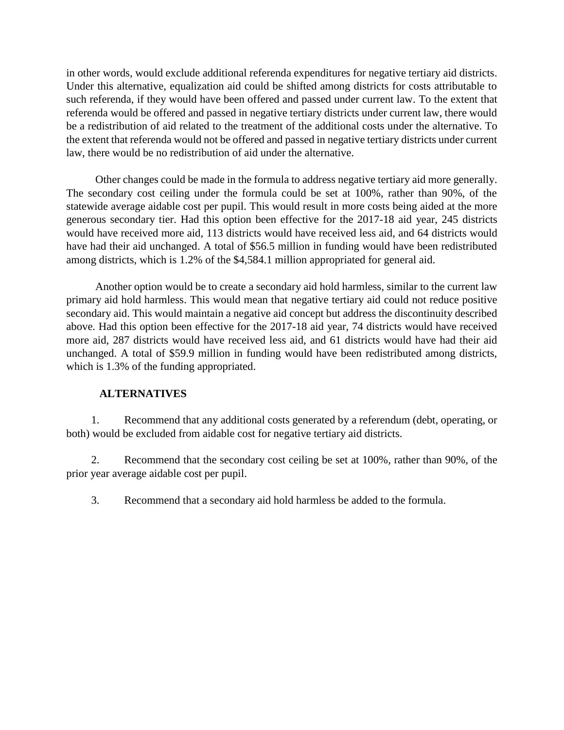in other words, would exclude additional referenda expenditures for negative tertiary aid districts. Under this alternative, equalization aid could be shifted among districts for costs attributable to such referenda, if they would have been offered and passed under current law. To the extent that referenda would be offered and passed in negative tertiary districts under current law, there would be a redistribution of aid related to the treatment of the additional costs under the alternative. To the extent that referenda would not be offered and passed in negative tertiary districts under current law, there would be no redistribution of aid under the alternative.

Other changes could be made in the formula to address negative tertiary aid more generally. The secondary cost ceiling under the formula could be set at 100%, rather than 90%, of the statewide average aidable cost per pupil. This would result in more costs being aided at the more generous secondary tier. Had this option been effective for the 2017-18 aid year, 245 districts would have received more aid, 113 districts would have received less aid, and 64 districts would have had their aid unchanged. A total of $56.5 million in funding would have been redistributed among districts, which is 1.2% of the $4,584.1 million appropriated for general aid.

Another option would be to create a secondary aid hold harmless, similar to the current law primary aid hold harmless. This would mean that negative tertiary aid could not reduce positive secondary aid. This would maintain a negative aid concept but address the discontinuity described above. Had this option been effective for the 2017-18 aid year, 74 districts would have received more aid, 287 districts would have received less aid, and 61 districts would have had their aid unchanged. A total of $59.9 million in funding would have been redistributed among districts, which is 1.3% of the funding appropriated.

## ALTERNATIVES

1. Recommend that any additional costs generated by a referendum (debt, operating, or both) would be excluded from aidable cost for negative tertiary aid districts.

2. Recommend that the secondary cost ceiling be set at 100%, rather than 90%, of the prior year average aidable cost per pupil.

3. Recommend that a secondary aid hold harmless be added to the formula.